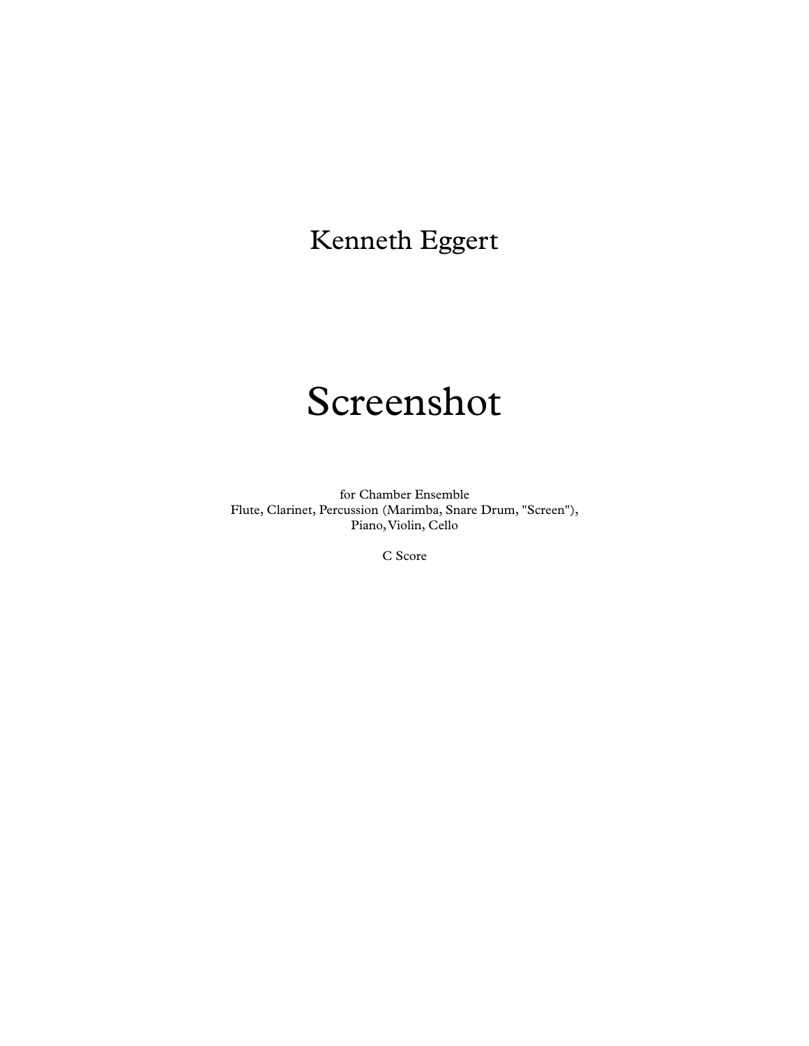Kenneth Eggert

# Screenshot

for Chamber Ensemble
Flute, Clarinet, Percussion (Marimba, Snare Drum, "Screen"),
Piano, Violin, Cello

C Score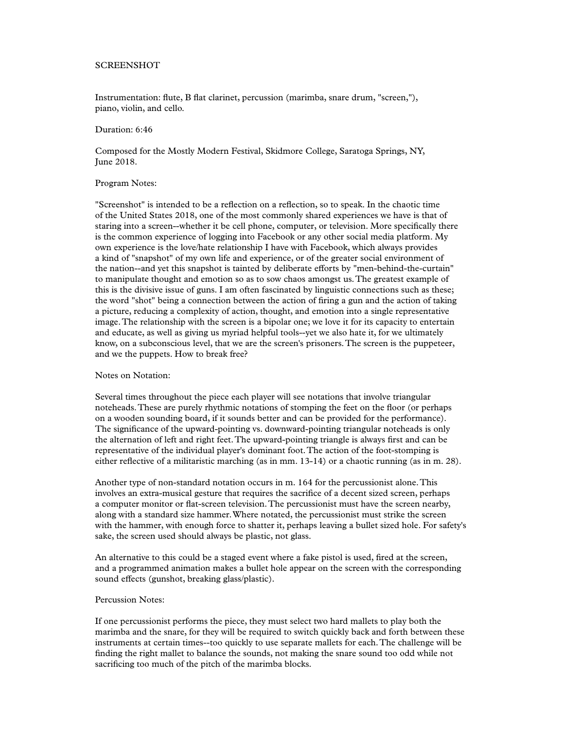# SCREENSHOT

Instrumentation: flute, B flat clarinet, percussion (marimba, snare drum, "screen,"), piano, violin, and cello.

Duration: 6:46

Composed for the Mostly Modern Festival, Skidmore College, Saratoga Springs, NY, June 2018.

## Program Notes:

"Screenshot" is intended to be a reflection on a reflection, so to speak. In the chaotic time of the United States 2018, one of the most commonly shared experiences we have is that of staring into a screen--whether it be cell phone, computer, or television. More specifically there is the common experience of logging into Facebook or any other social media platform. My own experience is the love/hate relationship I have with Facebook, which always provides a kind of "snapshot" of my own life and experience, or of the greater social environment of the nation--and yet this snapshot is tainted by deliberate efforts by "men-behind-the-curtain" to manipulate thought and emotion so as to sow chaos amongst us. The greatest example of this is the divisive issue of guns. I am often fascinated by linguistic connections such as these; the word "shot" being a connection between the action of firing a gun and the action of taking a picture, reducing a complexity of action, thought, and emotion into a single representative image. The relationship with the screen is a bipolar one; we love it for its capacity to entertain and educate, as well as giving us myriad helpful tools--yet we also hate it, for we ultimately know, on a subconscious level, that we are the screen's prisoners. The screen is the puppeteer, and we the puppets. How to break free?

## Notes on Notation:

Several times throughout the piece each player will see notations that involve triangular noteheads. These are purely rhythmic notations of stomping the feet on the floor (or perhaps on a wooden sounding board, if it sounds better and can be provided for the performance). The significance of the upward-pointing vs. downward-pointing triangular noteheads is only the alternation of left and right feet. The upward-pointing triangle is always first and can be representative of the individual player's dominant foot. The action of the foot-stomping is either reflective of a militaristic marching (as in mm. 13-14) or a chaotic running (as in m. 28).

Another type of non-standard notation occurs in m. 164 for the percussionist alone. This involves an extra-musical gesture that requires the sacrifice of a decent sized screen, perhaps a computer monitor or flat-screen television. The percussionist must have the screen nearby, along with a standard size hammer. Where notated, the percussionist must strike the screen with the hammer, with enough force to shatter it, perhaps leaving a bullet sized hole. For safety's sake, the screen used should always be plastic, not glass.

An alternative to this could be a staged event where a fake pistol is used, fired at the screen, and a programmed animation makes a bullet hole appear on the screen with the corresponding sound effects (gunshot, breaking glass/plastic).

## Percussion Notes:

If one percussionist performs the piece, they must select two hard mallets to play both the marimba and the snare, for they will be required to switch quickly back and forth between these instruments at certain times--too quickly to use separate mallets for each. The challenge will be finding the right mallet to balance the sounds, not making the snare sound too odd while not sacrificing too much of the pitch of the marimba blocks.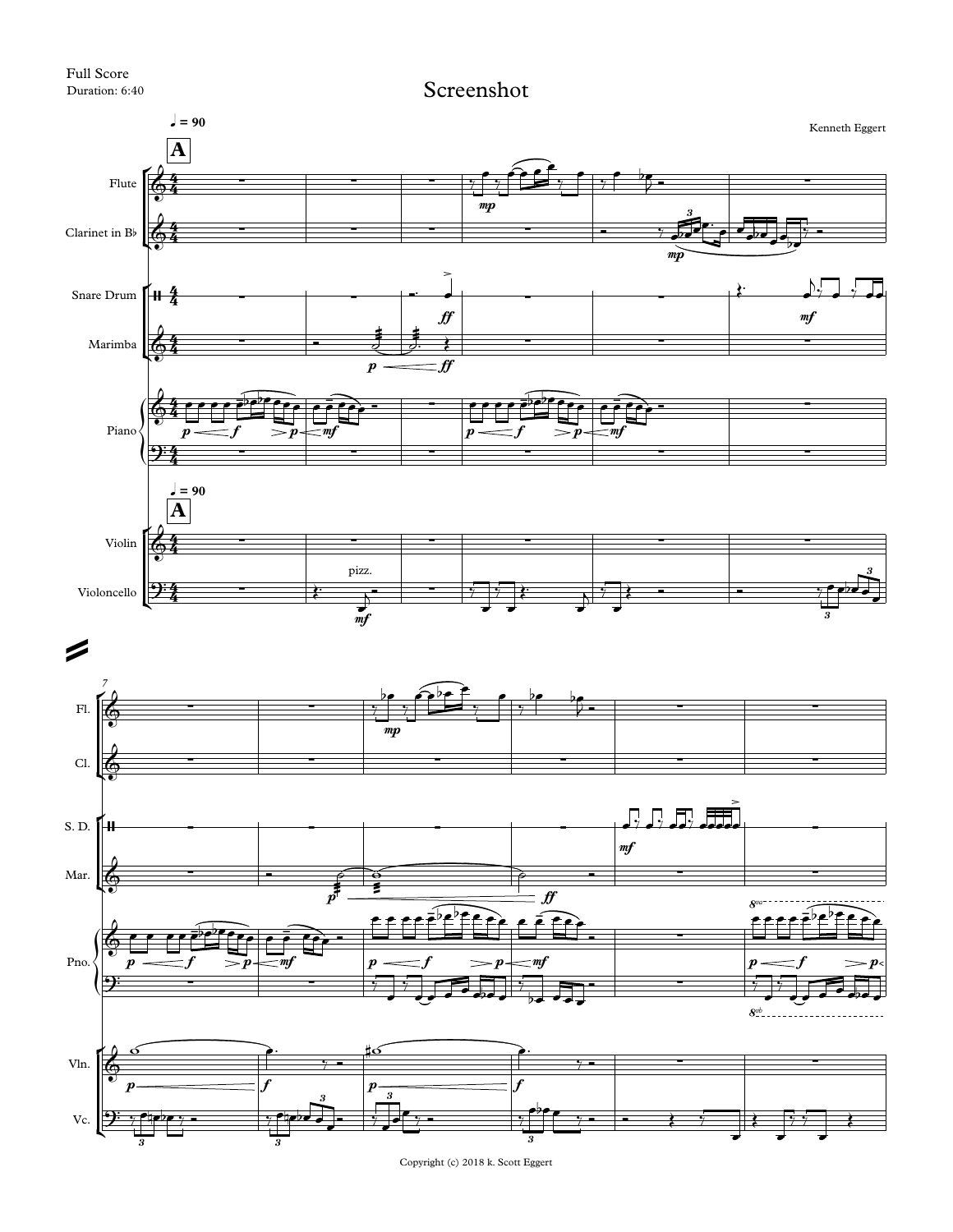Full Score
Duration: 6:40

# Screenshot

Kenneth Eggert

Copyright (c) 2018 k. Scott Eggert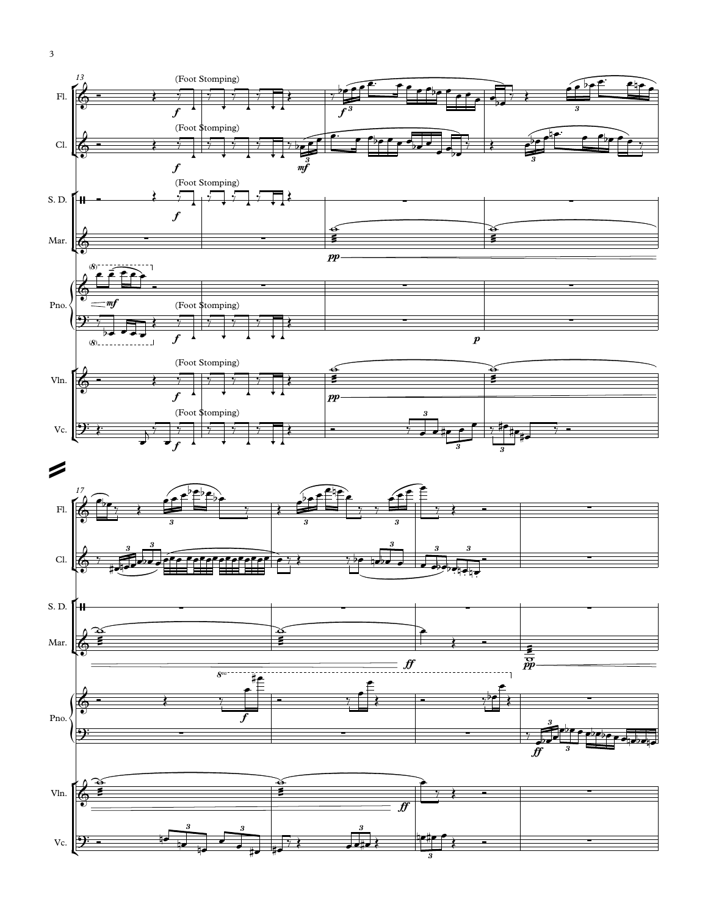(Foot Stomping)

Fl.

Cl.

S. D.

Mar.

Pno.

Vln.

Vc.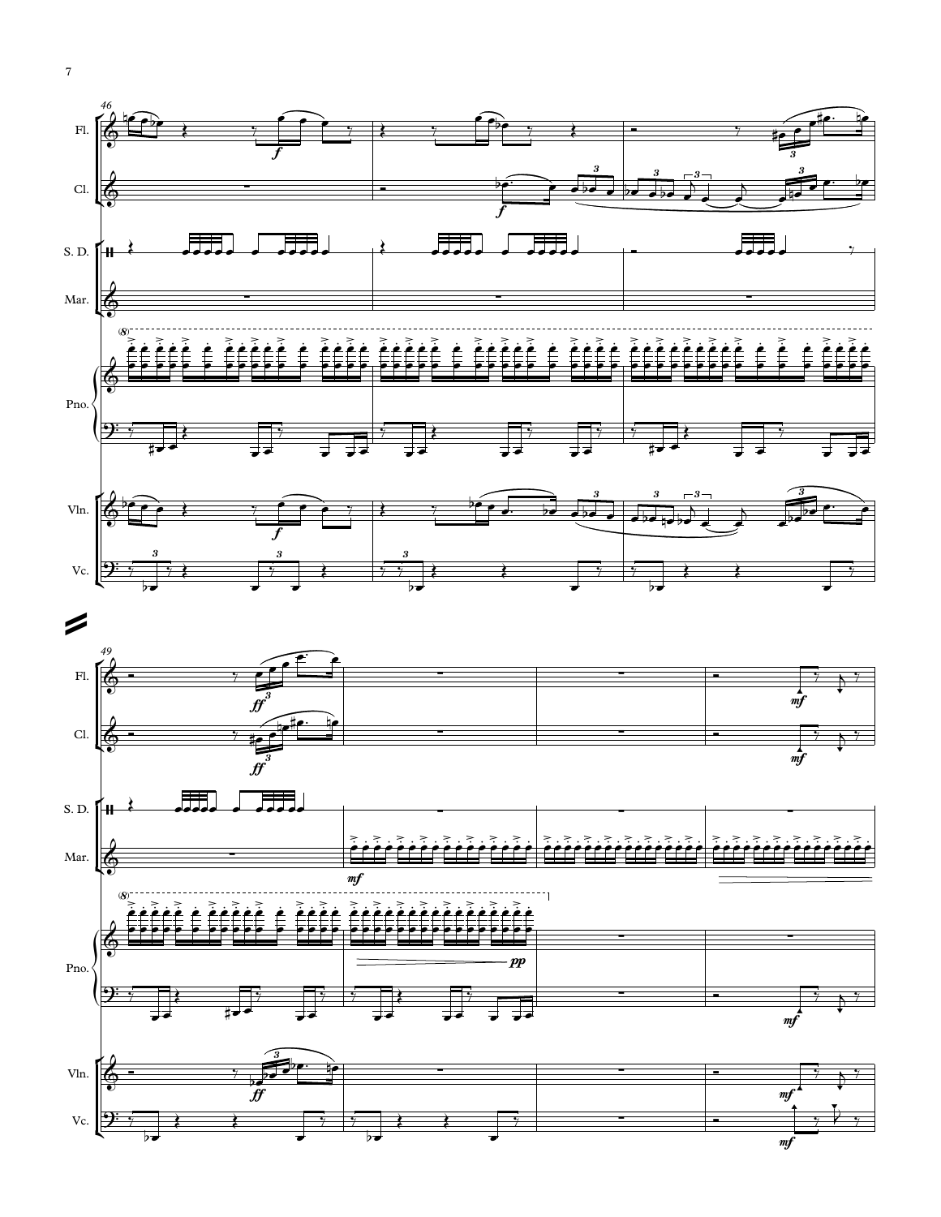Fl.

Cl.

S. D.

Mar.

Pno.

Vln.

Vc.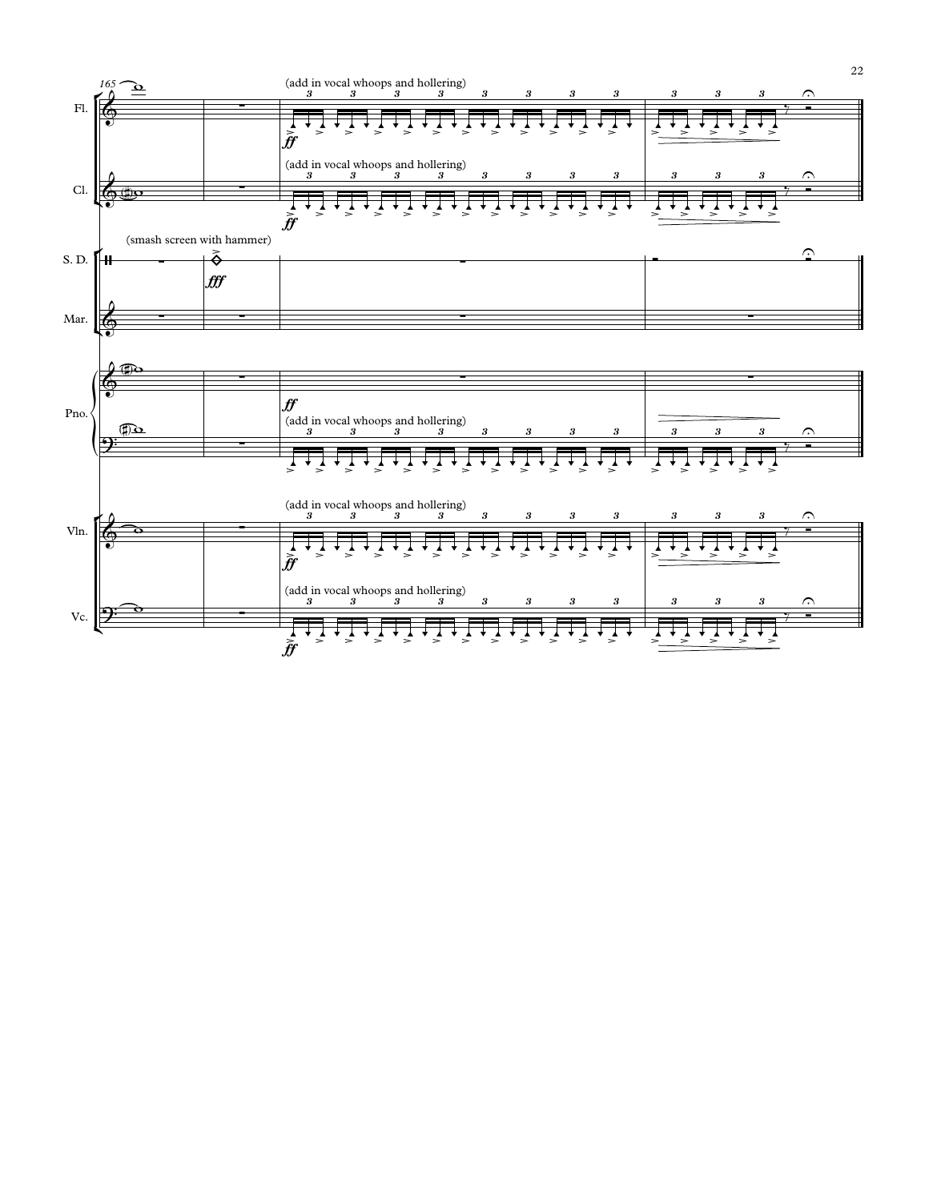165

Fl.

(add in vocal whoops and hollering)

*ff*

Cl.

(add in vocal whoops and hollering)

*ff*

S. D.

(smash screen with hammer)

*fff*

Mar.

Pno.

*ff*

(add in vocal whoops and hollering)

Vln.

(add in vocal whoops and hollering)

*ff*

Vc.

(add in vocal whoops and hollering)

*ff*